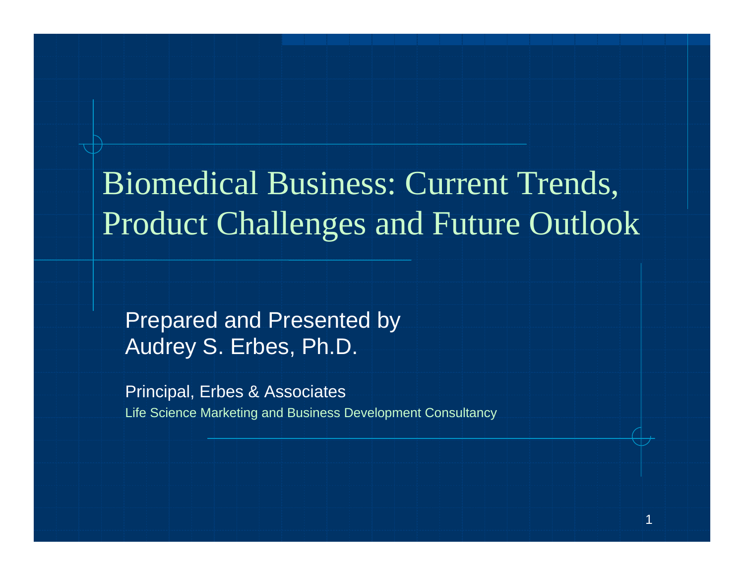# Biomedical Business: Current Trends, Product Challenges and Future Outlook

Prepared and Presented by
Audrey S. Erbes, Ph.D.

Principal, Erbes & Associates
Life Science Marketing and Business Development Consultancy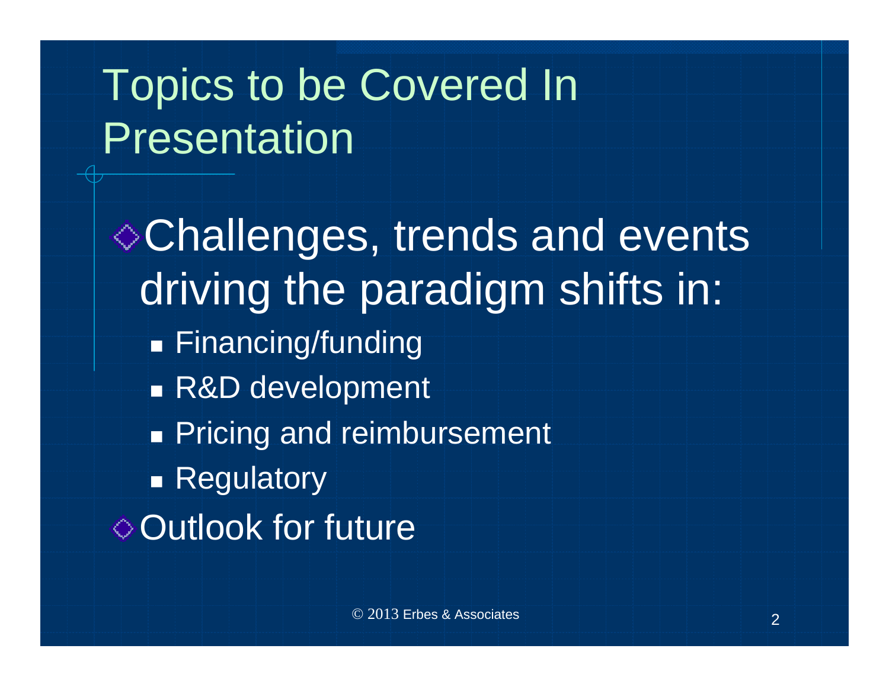# Topics to be Covered In Presentation

- Challenges, trends and events driving the paradigm shifts in:
  - Financing/funding
  - R&D development
  - Pricing and reimbursement
  - Regulatory
- Outlook for future

© 2013 Erbes & Associates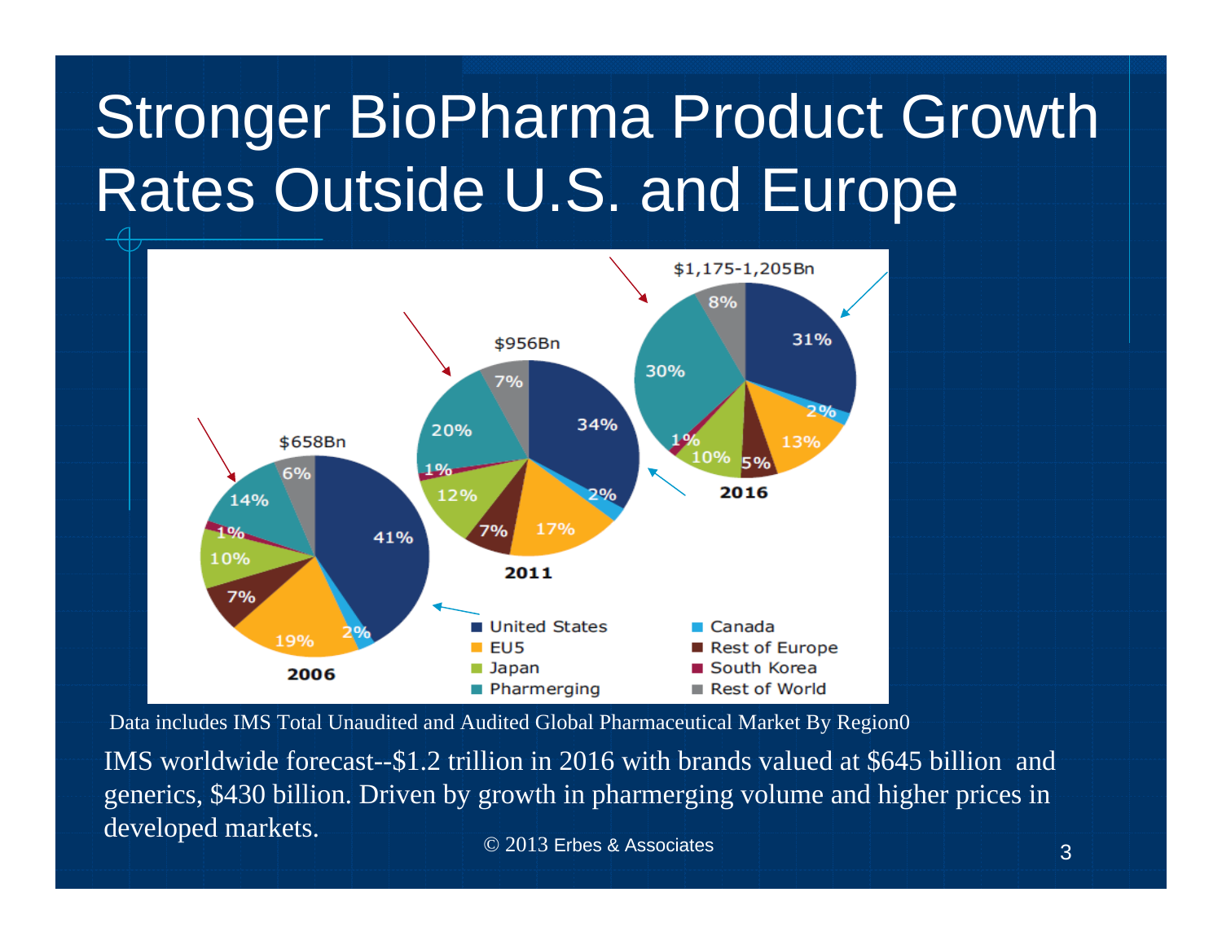# Stronger BioPharma Product Growth Rates Outside U.S. and Europe

| Region | 2006 ($658Bn) | 2011 ($956Bn) | 2016 ($1,175-1,205Bn) |
| --- | --- | --- | --- |
| United States | 41% | 34% | 31% |
| Canada | 2% | 2% | 2% |
| EU5 | 19% | 17% | 13% |
| Rest of Europe | 7% | 7% | 5% |
| Japan | 10% | 12% | 10% |
| South Korea | 1% | 1% | 1% |
| Pharmerging | 14% | 20% | 30% |
| Rest of World | 6% | 7% | 8% |

Data includes IMS Total Unaudited and Audited Global Pharmaceutical Market By Region0

IMS worldwide forecast--$1.2 trillion in 2016 with brands valued at $645 billion and generics, $430 billion. Driven by growth in pharmerging volume and higher prices in developed markets.

© 2013 Erbes & Associates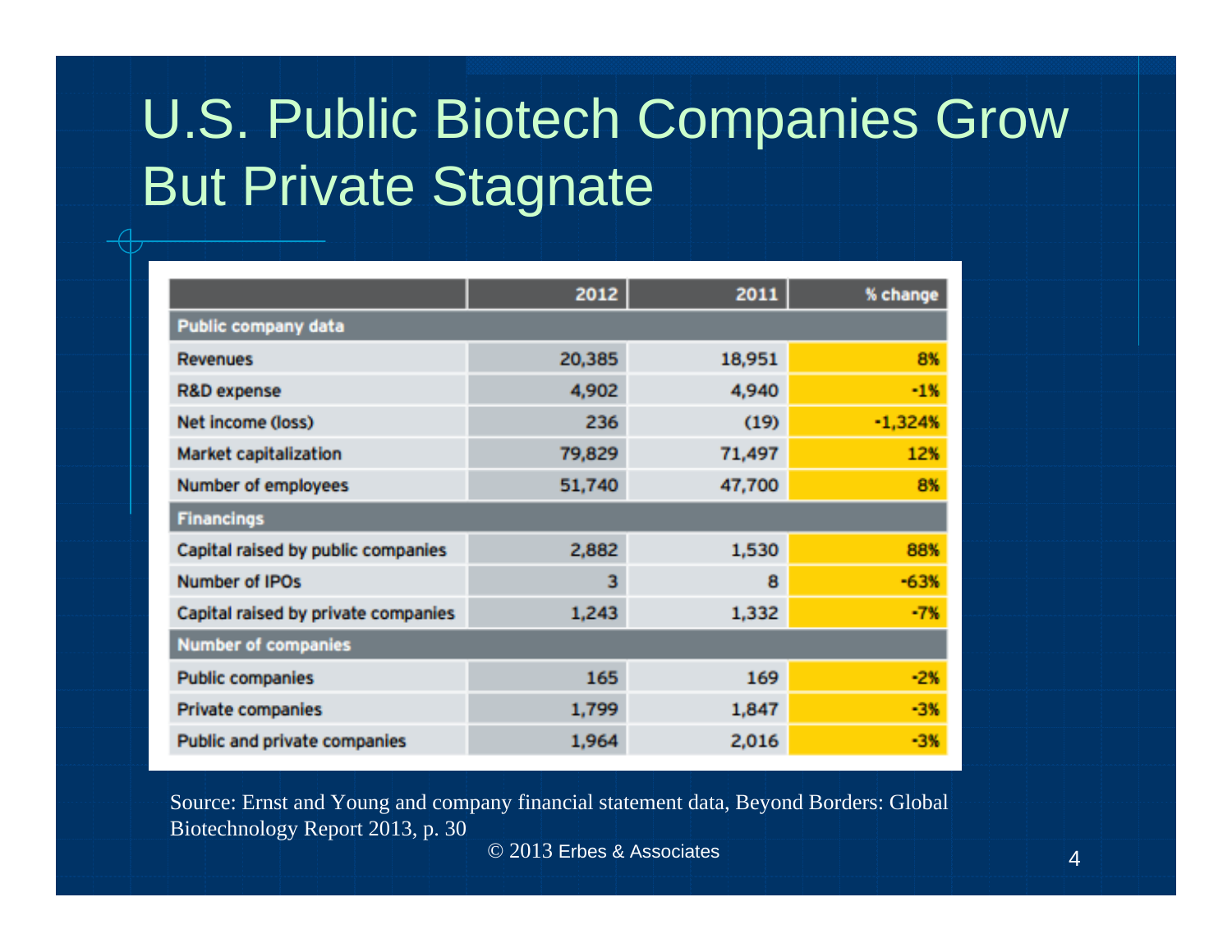# U.S. Public Biotech Companies Grow But Private Stagnate

| | 2012 | 2011 | % change |
|---|---|---|---|
| **Public company data** | | | |
| Revenues | 20,385 | 18,951 | 8% |
| R&D expense | 4,902 | 4,940 | -1% |
| Net income (loss) | 236 | (19) | -1,324% |
| Market capitalization | 79,829 | 71,497 | 12% |
| Number of employees | 51,740 | 47,700 | 8% |
| **Financings** | | | |
| Capital raised by public companies | 2,882 | 1,530 | 88% |
| Number of IPOs | 3 | 8 | -63% |
| Capital raised by private companies | 1,243 | 1,332 | -7% |
| **Number of companies** | | | |
| Public companies | 165 | 169 | -2% |
| Private companies | 1,799 | 1,847 | -3% |
| Public and private companies | 1,964 | 2,016 | -3% |

Source: Ernst and Young and company financial statement data, Beyond Borders: Global Biotechnology Report 2013, p. 30

© 2013 Erbes & Associates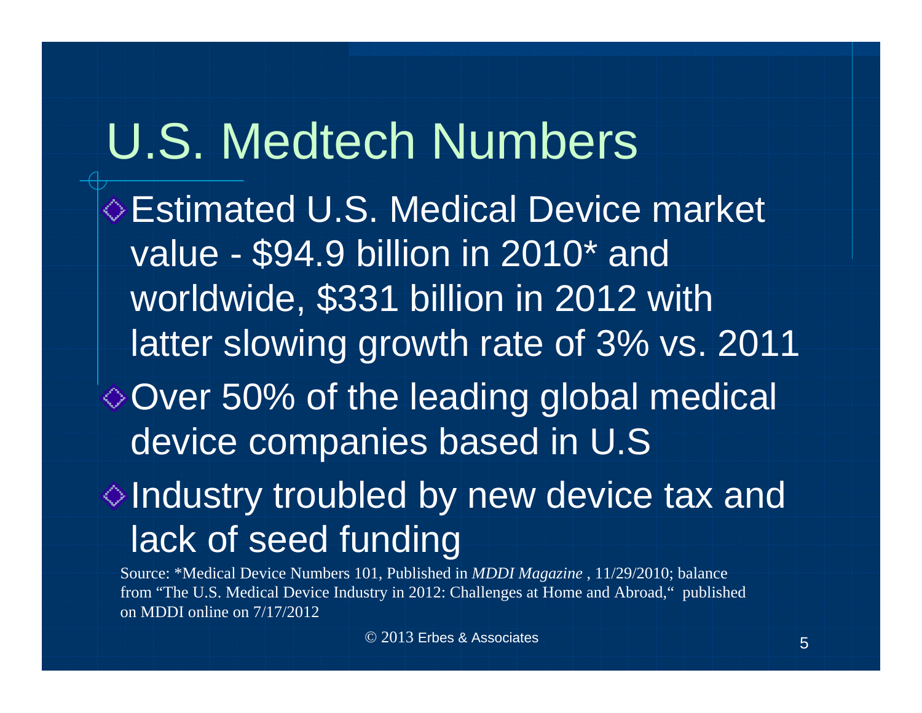# U.S. Medtech Numbers

- Estimated U.S. Medical Device market value - $94.9 billion in 2010* and worldwide, $331 billion in 2012 with latter slowing growth rate of 3% vs. 2011
- Over 50% of the leading global medical device companies based in U.S
- Industry troubled by new device tax and lack of seed funding

Source: *Medical Device Numbers 101, Published in *MDDI Magazine* , 11/29/2010; balance from "The U.S. Medical Device Industry in 2012: Challenges at Home and Abroad," published on MDDI online on 7/17/2012

© 2013 Erbes & Associates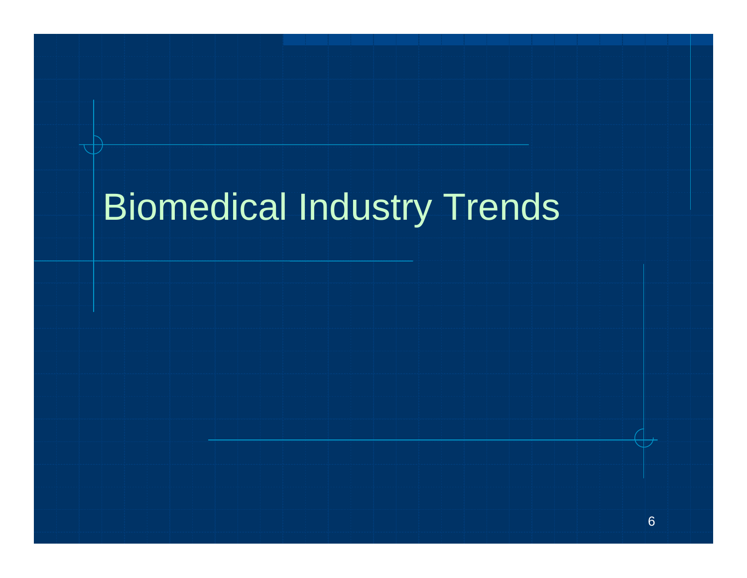# Biomedical Industry Trends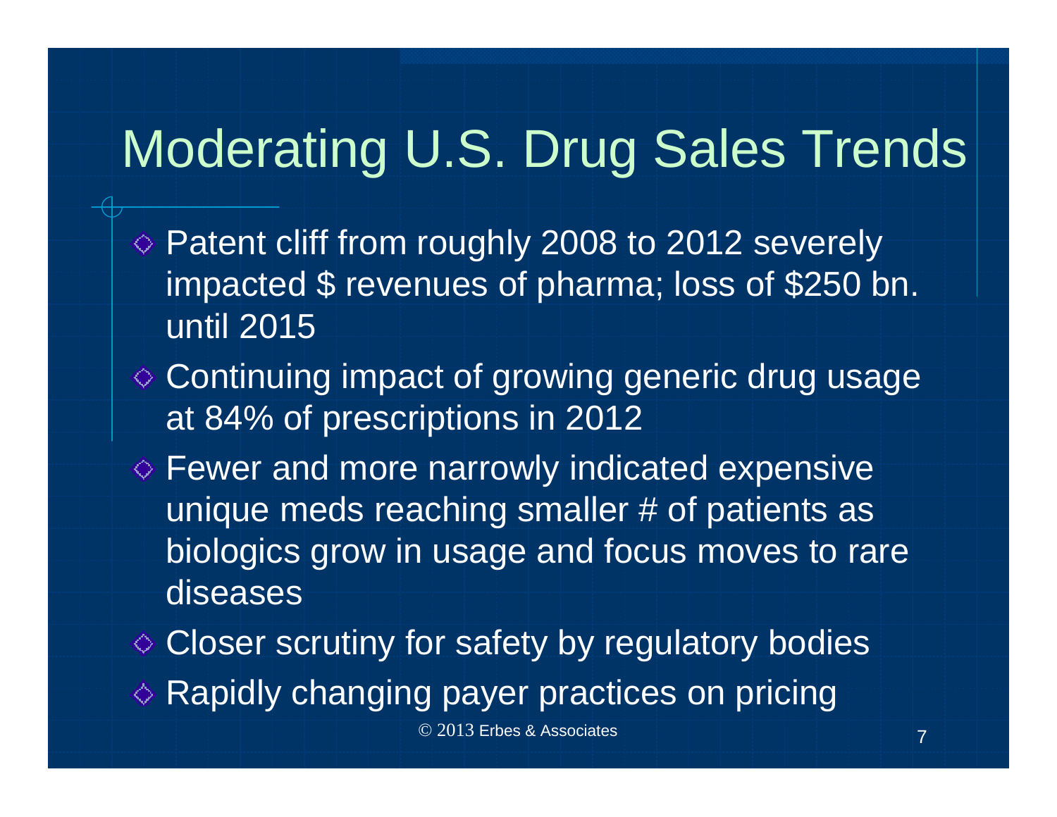# Moderating U.S. Drug Sales Trends

- Patent cliff from roughly 2008 to 2012 severely impacted $ revenues of pharma; loss of $250 bn. until 2015
- Continuing impact of growing generic drug usage at 84% of prescriptions in 2012
- Fewer and more narrowly indicated expensive unique meds reaching smaller # of patients as biologics grow in usage and focus moves to rare diseases
- Closer scrutiny for safety by regulatory bodies
- Rapidly changing payer practices on pricing

© 2013 Erbes & Associates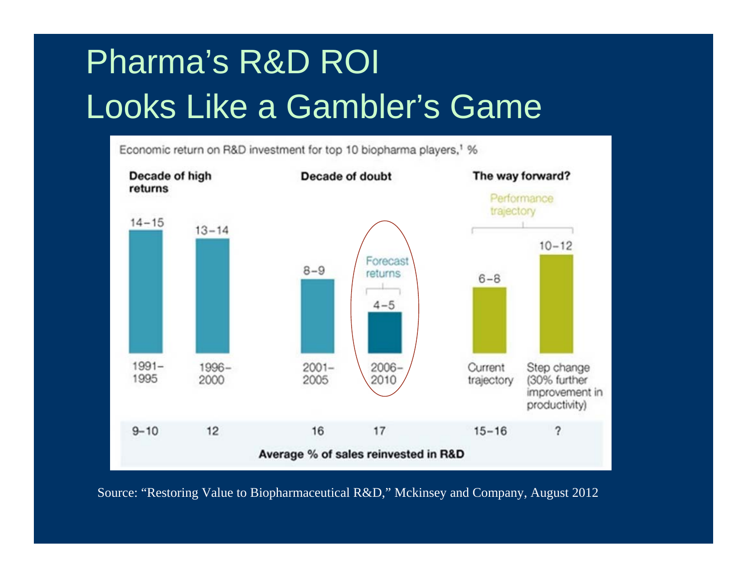# Pharma's R&D ROI Looks Like a Gambler's Game

Economic return on R&D investment for top 10 biopharma players,[1] %

| | Decade of high returns | | Decade of doubt | | The way forward? | |
|---|---|---|---|---|---|---|
| | 1991–1995 | 1996–2000 | 2001–2005 | 2006–2010 (Forecast returns) | Current trajectory | Step change (30% further improvement in productivity) |
| Economic return on R&D investment, % | 14–15 | 13–14 | 8–9 | 4–5 | 6–8 | 10–12 |
| Average % of sales reinvested in R&D | 9–10 | 12 | 16 | 17 | 15–16 | ? |

Performance trajectory: Current trajectory; Step change (30% further improvement in productivity)

Source: "Restoring Value to Biopharmaceutical R&D," Mckinsey and Company, August 2012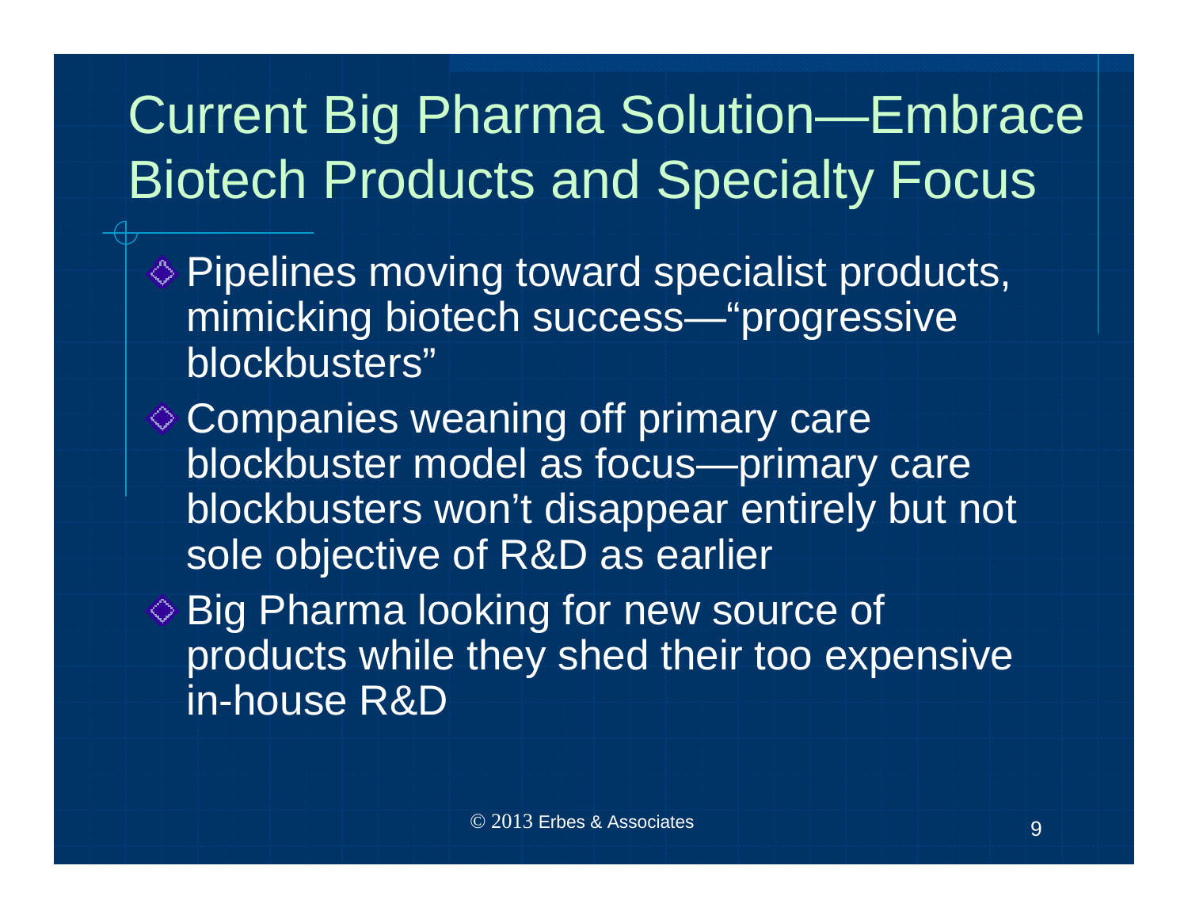# Current Big Pharma Solution—Embrace Biotech Products and Specialty Focus

- Pipelines moving toward specialist products, mimicking biotech success—"progressive blockbusters"
- Companies weaning off primary care blockbuster model as focus—primary care blockbusters won't disappear entirely but not sole objective of R&D as earlier
- Big Pharma looking for new source of products while they shed their too expensive in-house R&D

© 2013 Erbes & Associates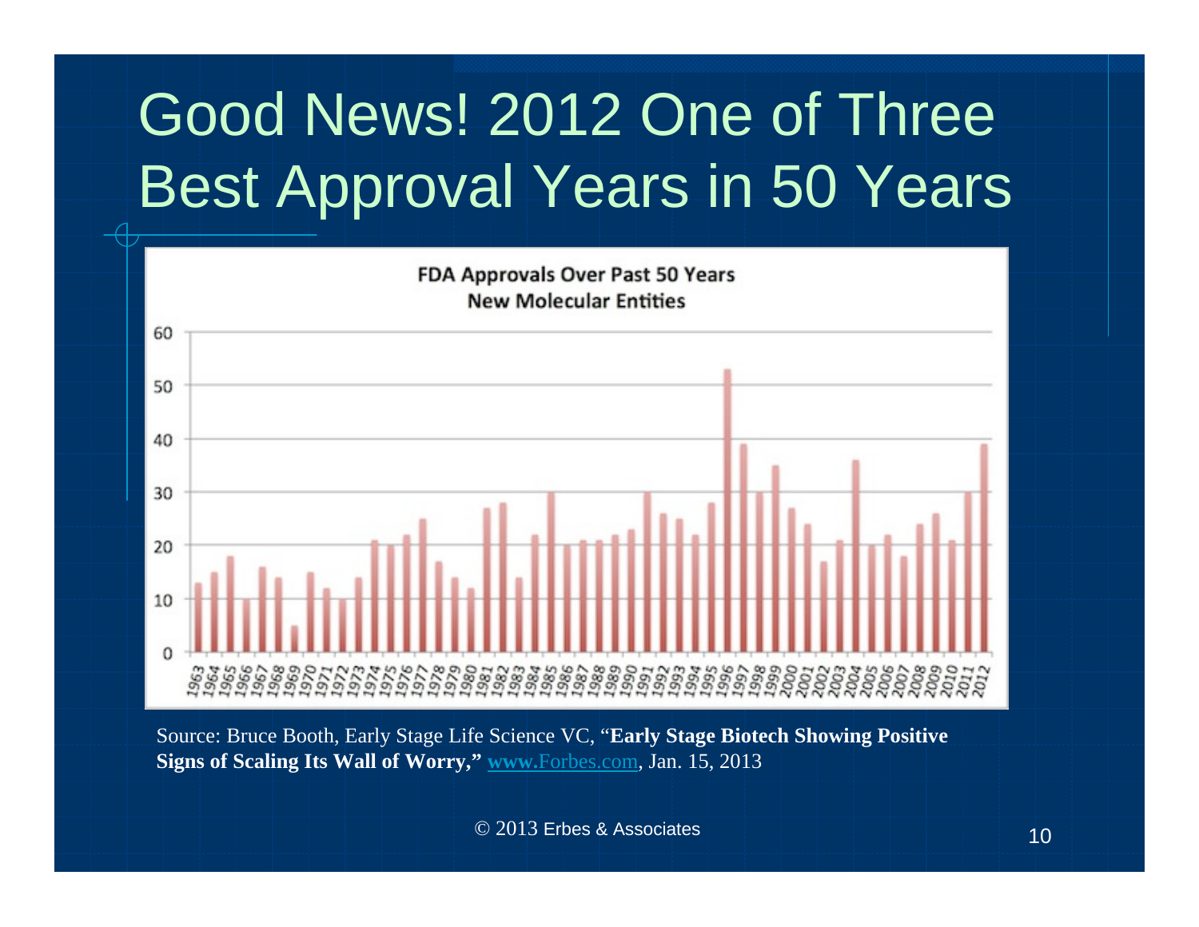# Good News! 2012 One of Three Best Approval Years in 50 Years

**FDA Approvals Over Past 50 Years**
**New Molecular Entities**

Source: Bruce Booth, Early Stage Life Science VC, "**Early Stage Biotech Showing Positive Signs of Scaling Its Wall of Worry,"** www.Forbes.com, Jan. 15, 2013

© 2013 Erbes & Associates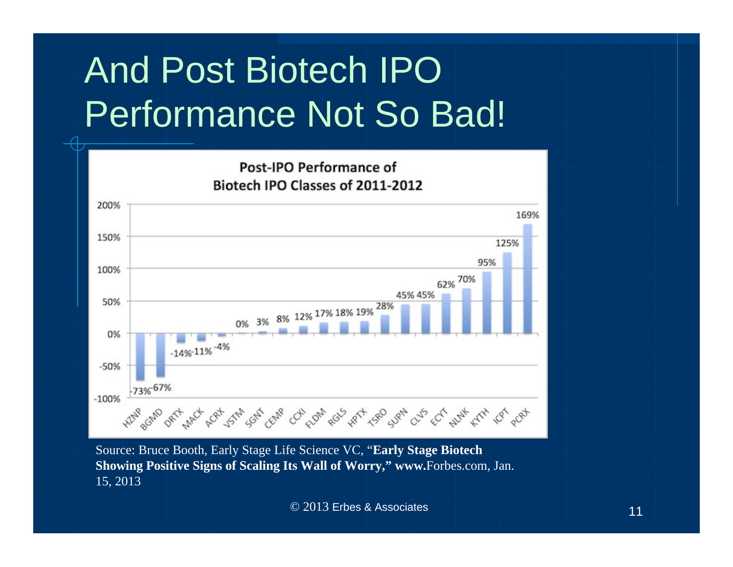# And Post Biotech IPO Performance Not So Bad!

**Post-IPO Performance of Biotech IPO Classes of 2011-2012**

| Company | Post-IPO Performance |
|---|---|
| HZNP | -73% |
| BGMD | -67% |
| DRTX | -14% |
| MACK | -11% |
| ACRX | -4% |
| VSTM | 0% |
| SGNT | 3% |
| CEMP | 8% |
| CCXI | 12% |
| FLDM | 17% |
| RGLS | 18% |
| HPTX | 19% |
| TSRO | 28% |
| SUPN | 45% |
| CLVS | 45% |
| ECYT | 62% |
| NLNK | 70% |
| KYTH | 95% |
| ICPT | 125% |
| PCRX | 169% |

Source: Bruce Booth, Early Stage Life Science VC, "**Early Stage Biotech Showing Positive Signs of Scaling Its Wall of Worry," www.**Forbes.com, Jan. 15, 2013

© 2013 Erbes & Associates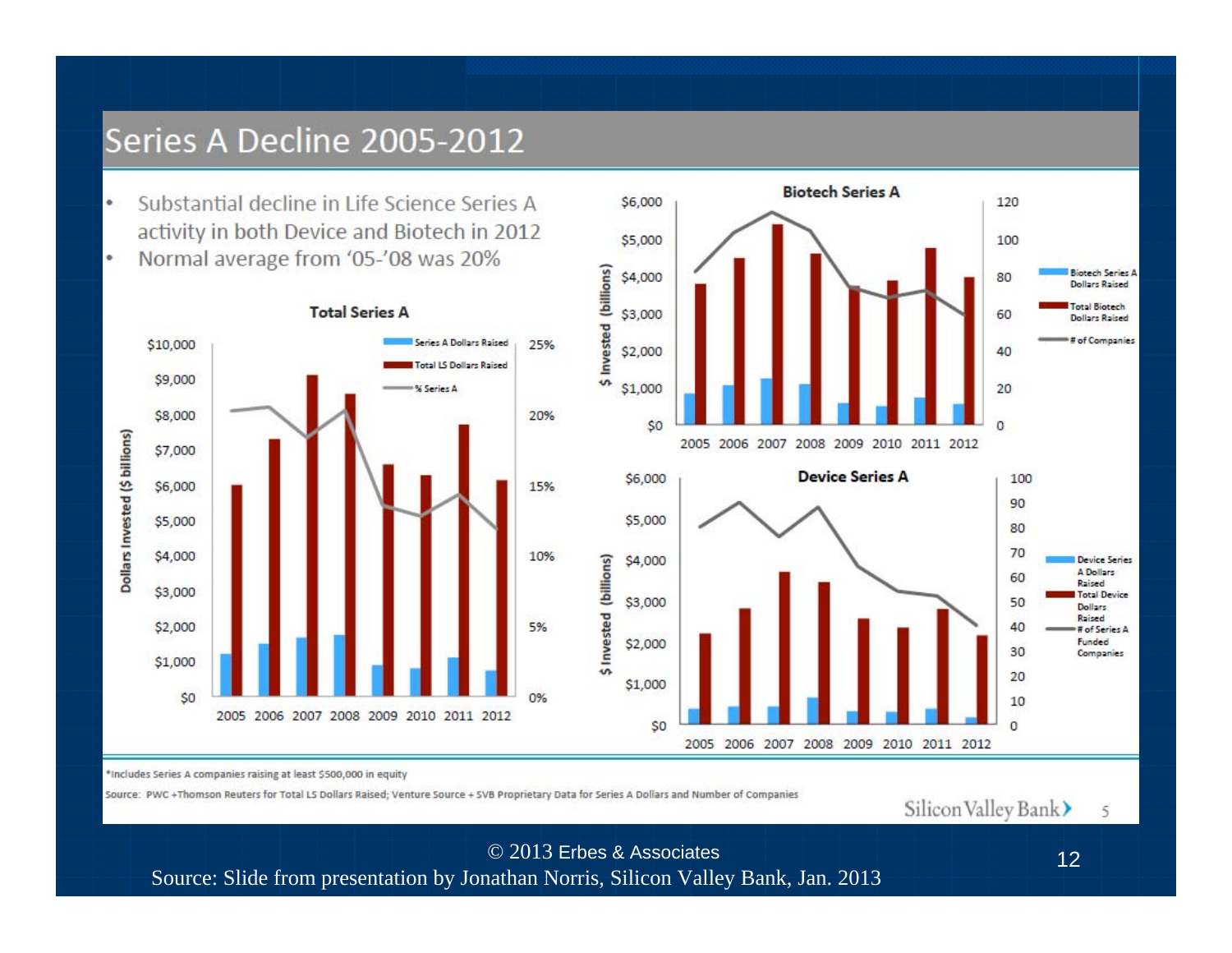# Series A Decline 2005-2012

- Substantial decline in Life Science Series A activity in both Device and Biotech in 2012
- Normal average from '05-'08 was 20%

**Total Series A**

Dollars Invested ($ billions): $0 – $10,000; 0% – 25%

Legend: Series A Dollars Raised; Total LS Dollars Raised; % Series A

2005 2006 2007 2008 2009 2010 2011 2012

**Biotech Series A**

$ Invested (billions): $0 – $6,000; 0 – 120

Legend: Biotech Series A Dollars Raised; Total Biotech Dollars Raised; # of Companies

2005 2006 2007 2008 2009 2010 2011 2012

**Device Series A**

$ Invested (billions): $0 – $6,000; 0 – 100

Legend: Device Series A Dollars Raised; Total Device Dollars Raised; # of Series A Funded Companies

2005 2006 2007 2008 2009 2010 2011 2012

*Includes Series A companies raising at least $500,000 in equity

Source: PWC +Thomson Reuters for Total LS Dollars Raised; Venture Source + SVB Proprietary Data for Series A Dollars and Number of Companies

Silicon Valley Bank

© 2013 Erbes & Associates

Source: Slide from presentation by Jonathan Norris, Silicon Valley Bank, Jan. 2013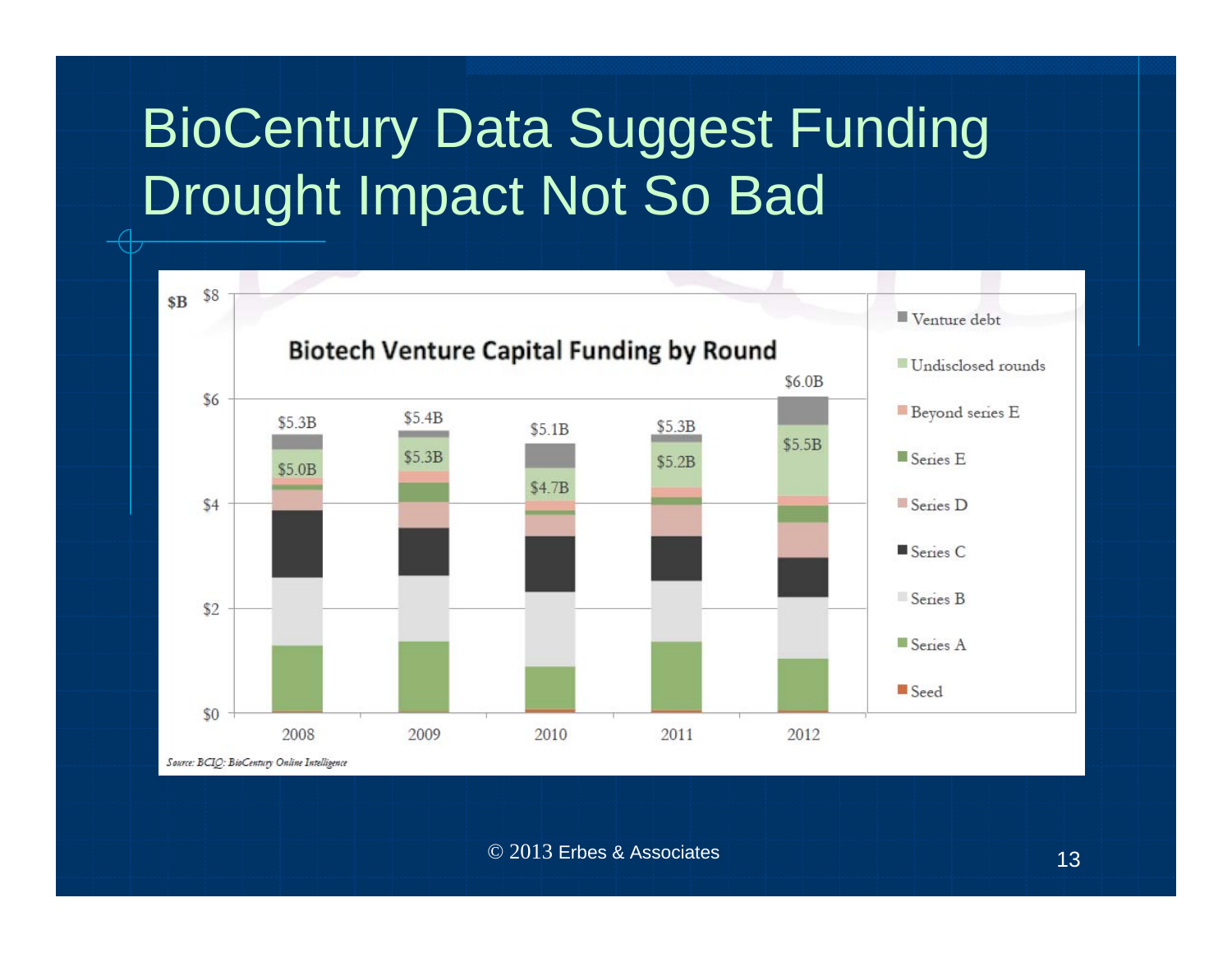# BioCentury Data Suggest Funding Drought Impact Not So Bad

**Biotech Venture Capital Funding by Round**

$B

| Year | Total | Excluding venture debt |
|---|---|---|
| 2008 | $5.3B | $5.0B |
| 2009 | $5.4B | $5.3B |
| 2010 | $5.1B | $4.7B |
| 2011 | $5.3B | $5.2B |
| 2012 | $6.0B | $5.5B |

Legend: Venture debt, Undisclosed rounds, Beyond series E, Series E, Series D, Series C, Series B, Series A, Seed

*Source: BCIQ: BioCentury Online Intelligence*

© 2013 Erbes & Associates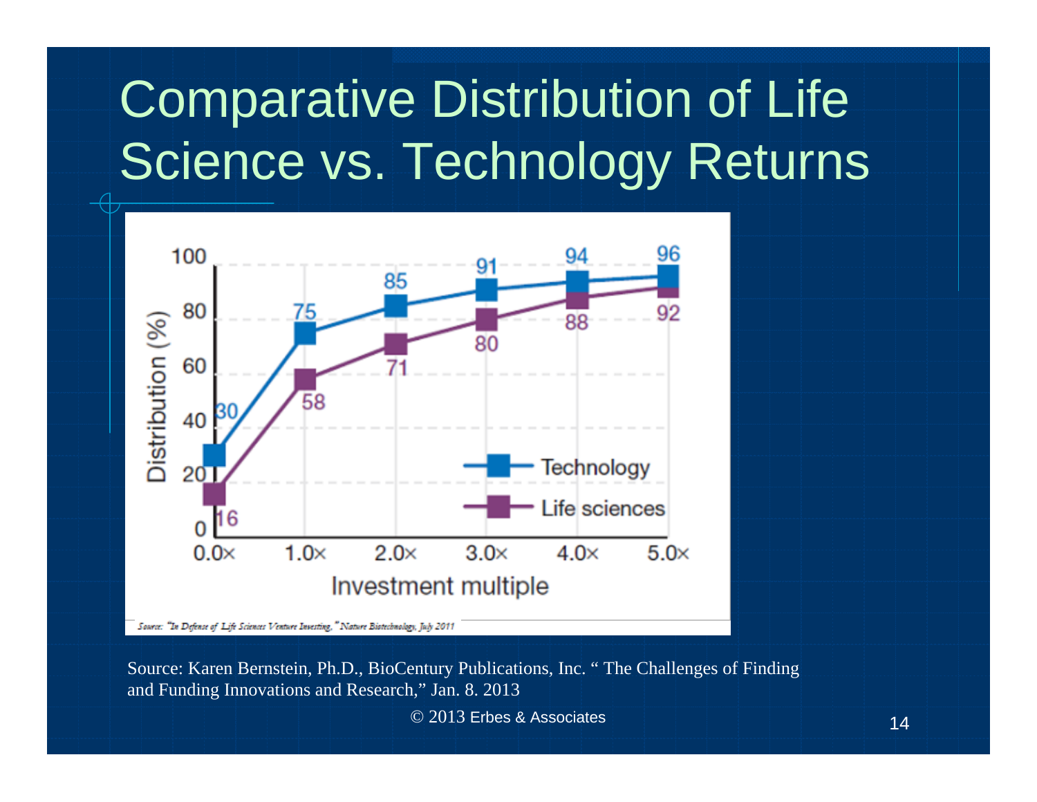# Comparative Distribution of Life Science vs. Technology Returns

| Investment multiple | 0.0× | 1.0× | 2.0× | 3.0× | 4.0× | 5.0× |
|---|---|---|---|---|---|---|
| Technology | 30 | 75 | 85 | 91 | 94 | 96 |
| Life sciences | 16 | 58 | 71 | 80 | 88 | 92 |

Distribution (%) by Investment multiple

Source: "In Defense of Life Sciences Venture Investing," Nature Biotechnology, July 2011

Source: Karen Bernstein, Ph.D., BioCentury Publications, Inc. " The Challenges of Finding and Funding Innovations and Research," Jan. 8. 2013

© 2013 Erbes & Associates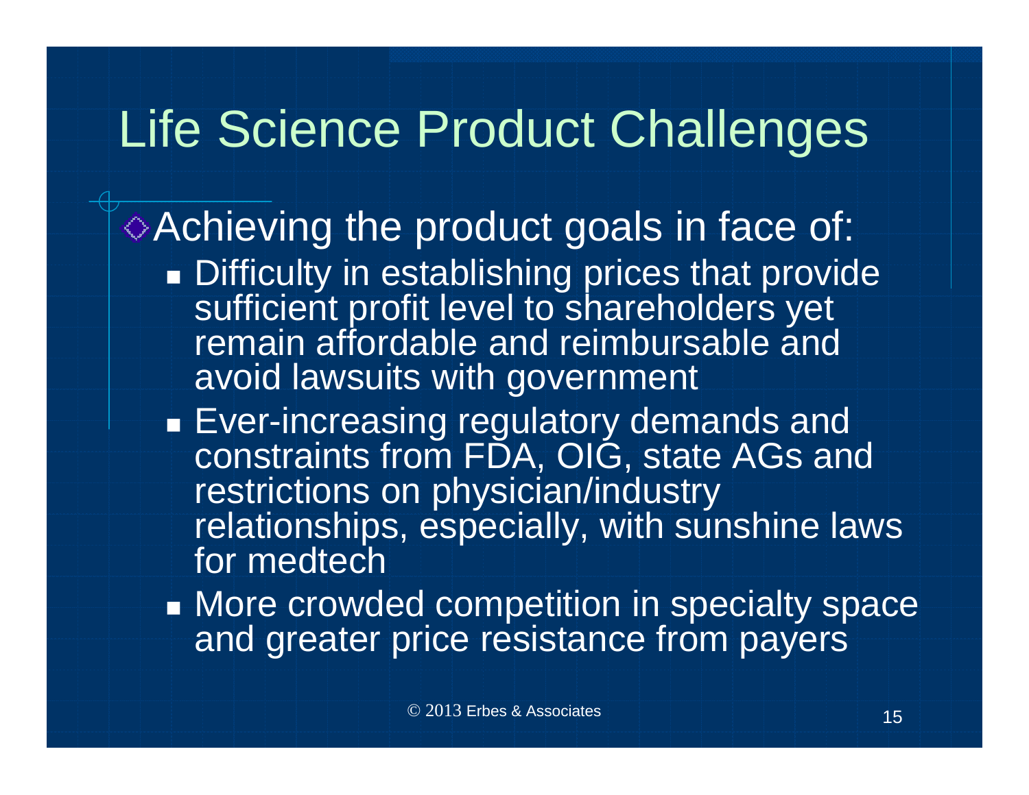# Life Science Product Challenges

- Achieving the product goals in face of:
  - Difficulty in establishing prices that provide sufficient profit level to shareholders yet remain affordable and reimbursable and avoid lawsuits with government
  - Ever-increasing regulatory demands and constraints from FDA, OIG, state AGs and restrictions on physician/industry relationships, especially, with sunshine laws for medtech
  - More crowded competition in specialty space and greater price resistance from payers

© 2013 Erbes & Associates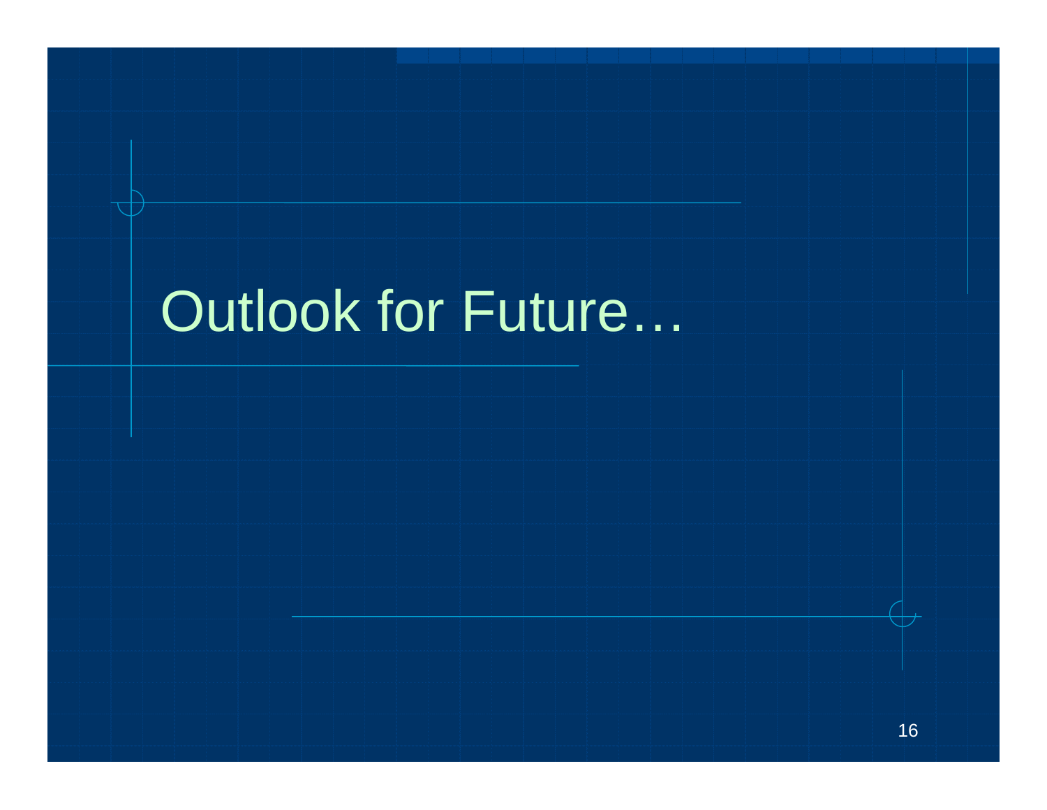# Outlook for Future…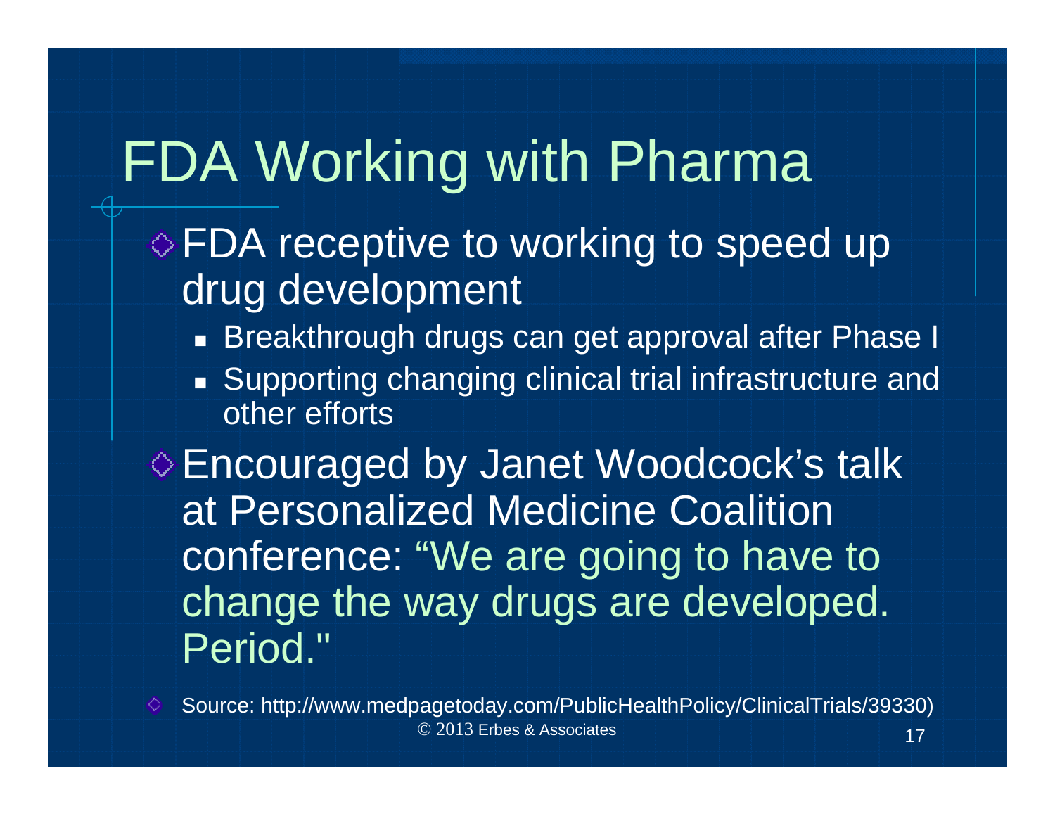# FDA Working with Pharma

- FDA receptive to working to speed up drug development
  - Breakthrough drugs can get approval after Phase I
  - Supporting changing clinical trial infrastructure and other efforts
- Encouraged by Janet Woodcock's talk at Personalized Medicine Coalition conference: "We are going to have to change the way drugs are developed. Period."
- Source: http://www.medpagetoday.com/PublicHealthPolicy/ClinicalTrials/39330)

© 2013 Erbes & Associates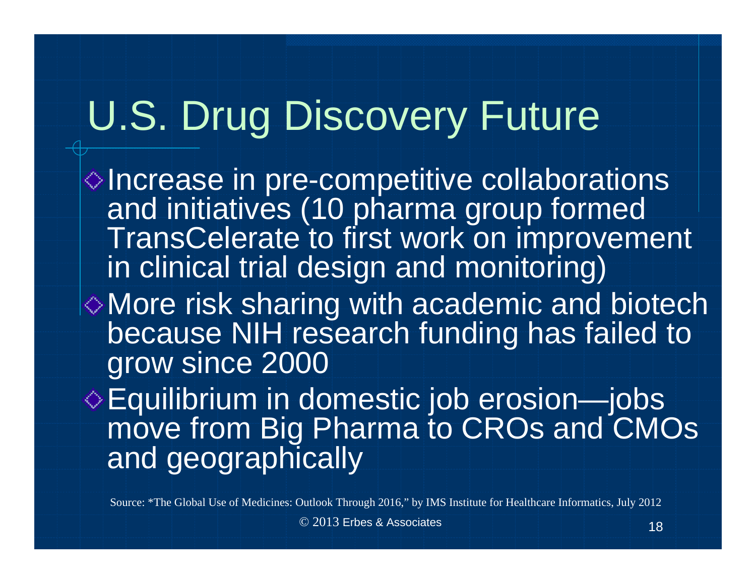# U.S. Drug Discovery Future

- Increase in pre-competitive collaborations and initiatives (10 pharma group formed TransCelerate to first work on improvement in clinical trial design and monitoring)
- More risk sharing with academic and biotech because NIH research funding has failed to grow since 2000
- Equilibrium in domestic job erosion—jobs move from Big Pharma to CROs and CMOs and geographically

Source: *The Global Use of Medicines: Outlook Through 2016," by IMS Institute for Healthcare Informatics, July 2012

© 2013 Erbes & Associates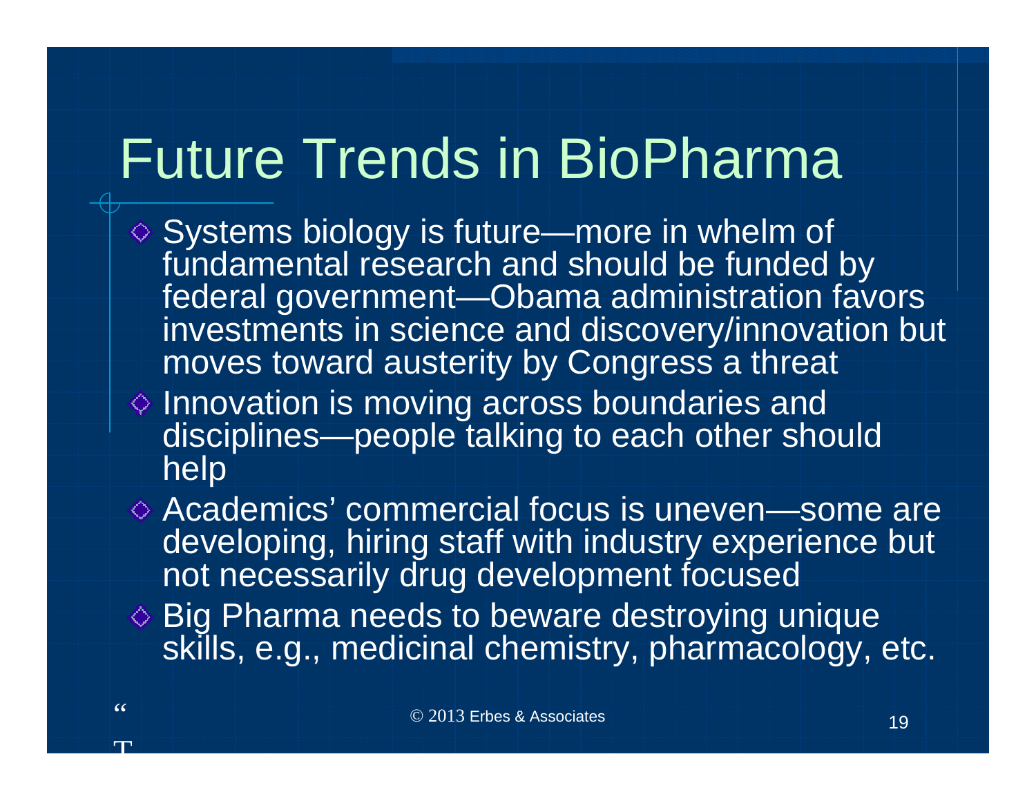# Future Trends in BioPharma

- Systems biology is future—more in whelm of fundamental research and should be funded by federal government—Obama administration favors investments in science and discovery/innovation but moves toward austerity by Congress a threat
- Innovation is moving across boundaries and disciplines—people talking to each other should help
- Academics' commercial focus is uneven—some are developing, hiring staff with industry experience but not necessarily drug development focused
- Big Pharma needs to beware destroying unique skills, e.g., medicinal chemistry, pharmacology, etc.

© 2013 Erbes & Associates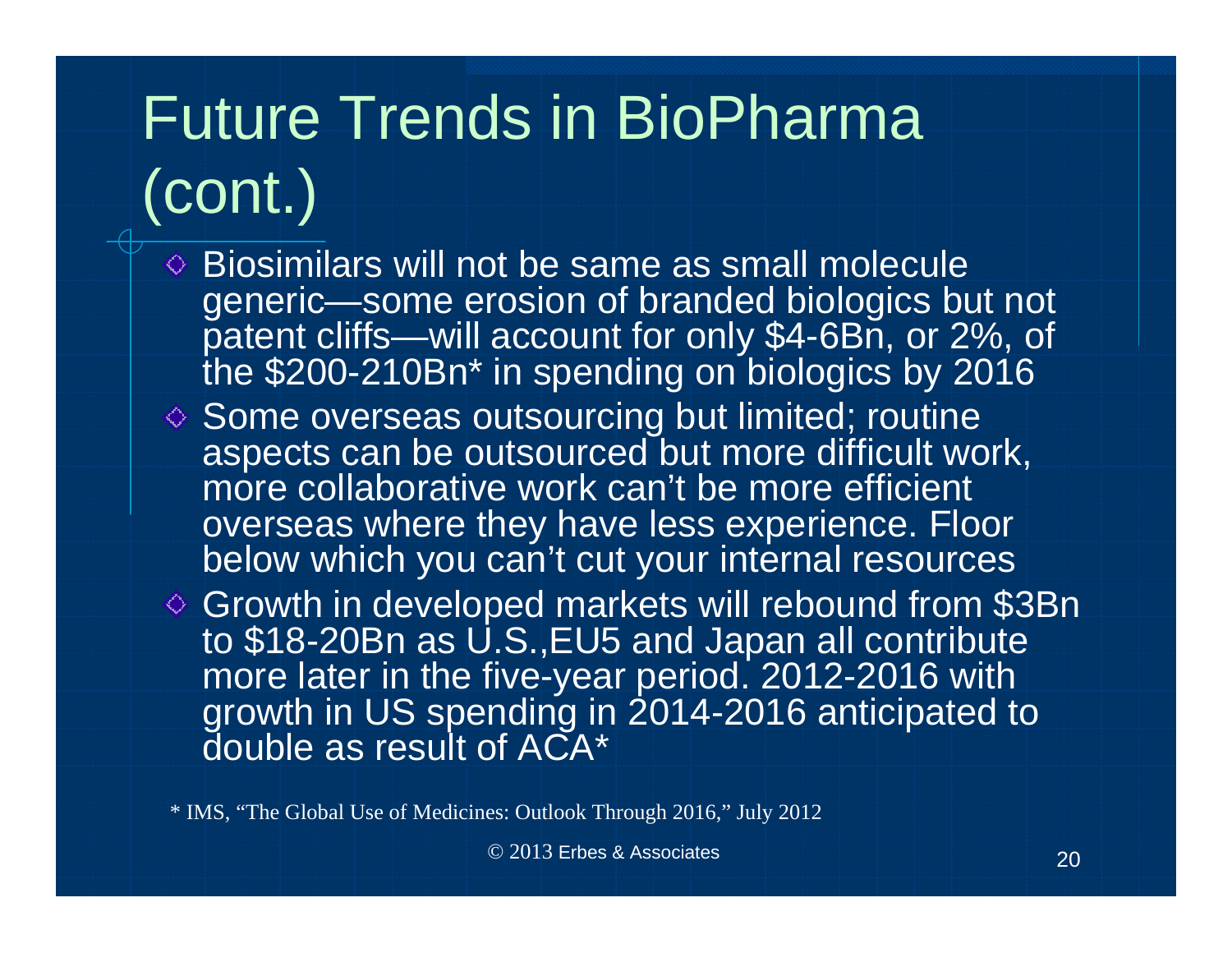# Future Trends in BioPharma (cont.)

- Biosimilars will not be same as small molecule generic—some erosion of branded biologics but not patent cliffs—will account for only $4-6Bn, or 2%, of the $200-210Bn* in spending on biologics by 2016
- Some overseas outsourcing but limited; routine aspects can be outsourced but more difficult work, more collaborative work can't be more efficient overseas where they have less experience. Floor below which you can't cut your internal resources
- Growth in developed markets will rebound from $3Bn to $18-20Bn as U.S.,EU5 and Japan all contribute more later in the five-year period. 2012-2016 with growth in US spending in 2014-2016 anticipated to double as result of ACA*

\* IMS, "The Global Use of Medicines: Outlook Through 2016," July 2012

© 2013 Erbes & Associates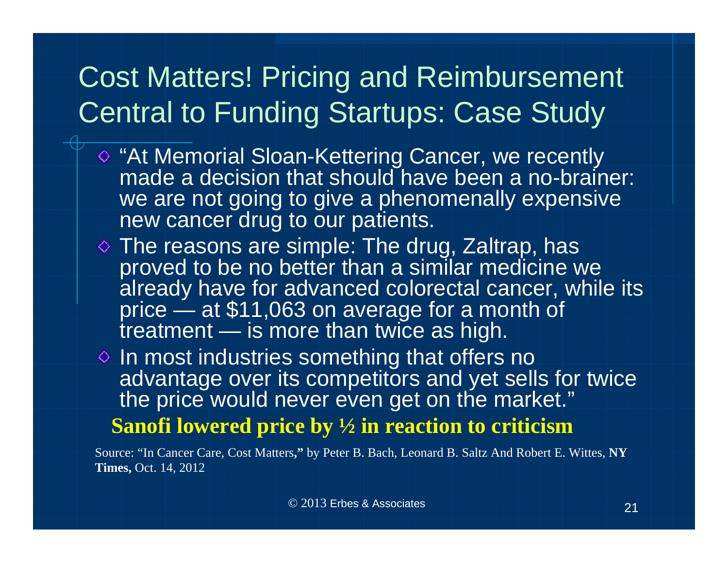# Cost Matters! Pricing and Reimbursement Central to Funding Startups: Case Study

- "At Memorial Sloan-Kettering Cancer, we recently made a decision that should have been a no-brainer: we are not going to give a phenomenally expensive new cancer drug to our patients.
- The reasons are simple: The drug, Zaltrap, has proved to be no better than a similar medicine we already have for advanced colorectal cancer, while its price — at $11,063 on average for a month of treatment — is more than twice as high.
- In most industries something that offers no advantage over its competitors and yet sells for twice the price would never even get on the market."

**Sanofi lowered price by ½ in reaction to criticism**

Source: "In Cancer Care, Cost Matters**,"** by Peter B. Bach, Leonard B. Saltz And Robert E. Wittes, **NY Times,** Oct. 14, 2012

© 2013 Erbes & Associates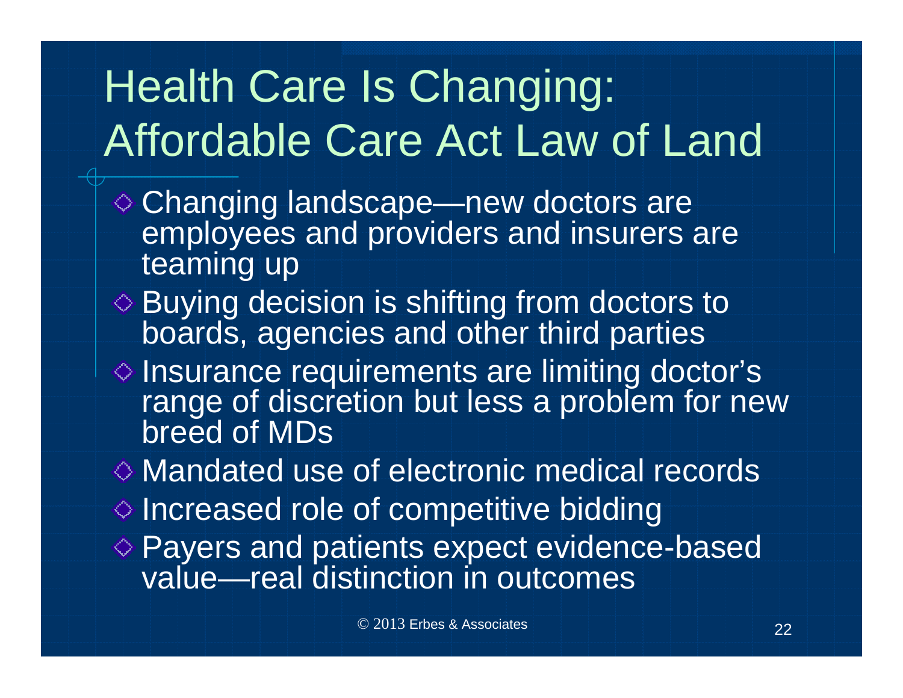# Health Care Is Changing: Affordable Care Act Law of Land

- Changing landscape—new doctors are employees and providers and insurers are teaming up
- Buying decision is shifting from doctors to boards, agencies and other third parties
- Insurance requirements are limiting doctor's range of discretion but less a problem for new breed of MDs
- Mandated use of electronic medical records
- Increased role of competitive bidding
- Payers and patients expect evidence-based value—real distinction in outcomes

© 2013 Erbes & Associates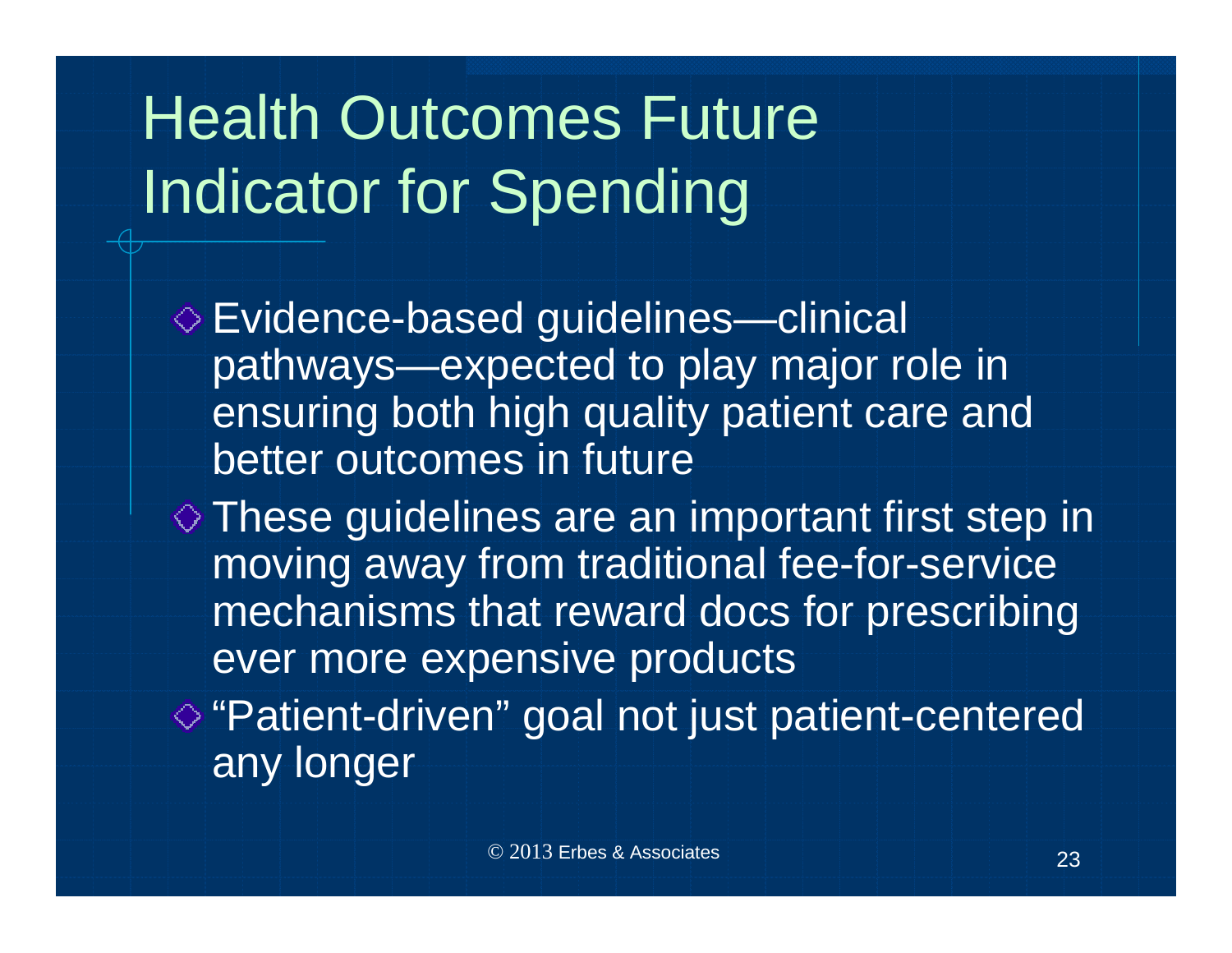# Health Outcomes Future Indicator for Spending

- Evidence-based guidelines—clinical pathways—expected to play major role in ensuring both high quality patient care and better outcomes in future
- These guidelines are an important first step in moving away from traditional fee-for-service mechanisms that reward docs for prescribing ever more expensive products
- "Patient-driven" goal not just patient-centered any longer

© 2013 Erbes & Associates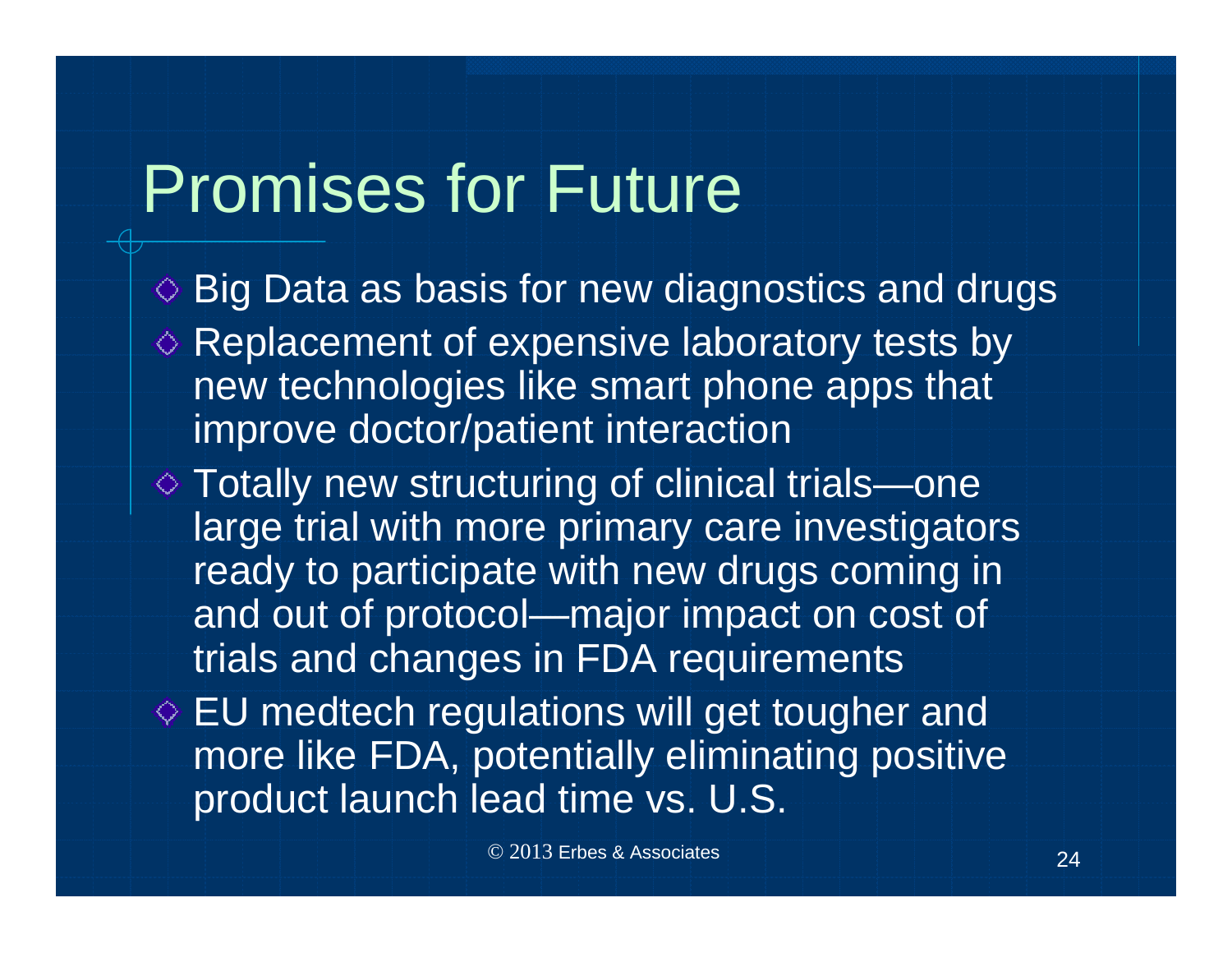# Promises for Future

- Big Data as basis for new diagnostics and drugs
- Replacement of expensive laboratory tests by new technologies like smart phone apps that improve doctor/patient interaction
- Totally new structuring of clinical trials—one large trial with more primary care investigators ready to participate with new drugs coming in and out of protocol—major impact on cost of trials and changes in FDA requirements
- EU medtech regulations will get tougher and more like FDA, potentially eliminating positive product launch lead time vs. U.S.

© 2013 Erbes & Associates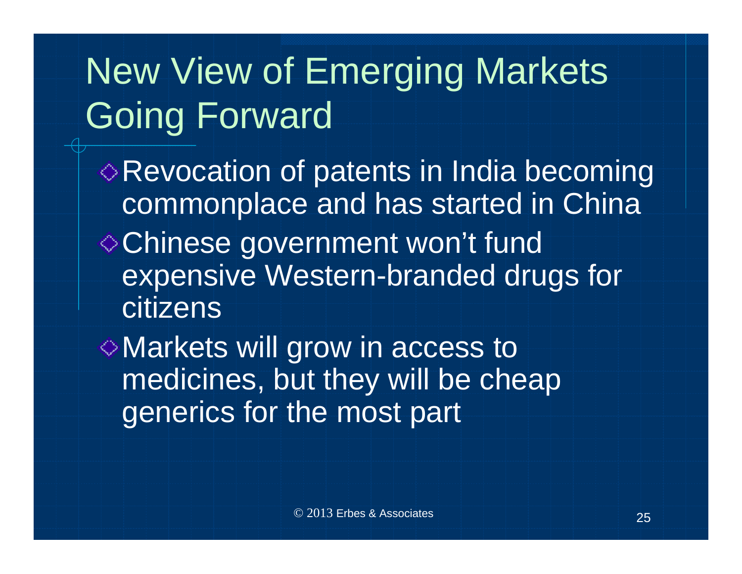# New View of Emerging Markets Going Forward

- Revocation of patents in India becoming commonplace and has started in China
- Chinese government won't fund expensive Western-branded drugs for citizens
- Markets will grow in access to medicines, but they will be cheap generics for the most part

© 2013 Erbes & Associates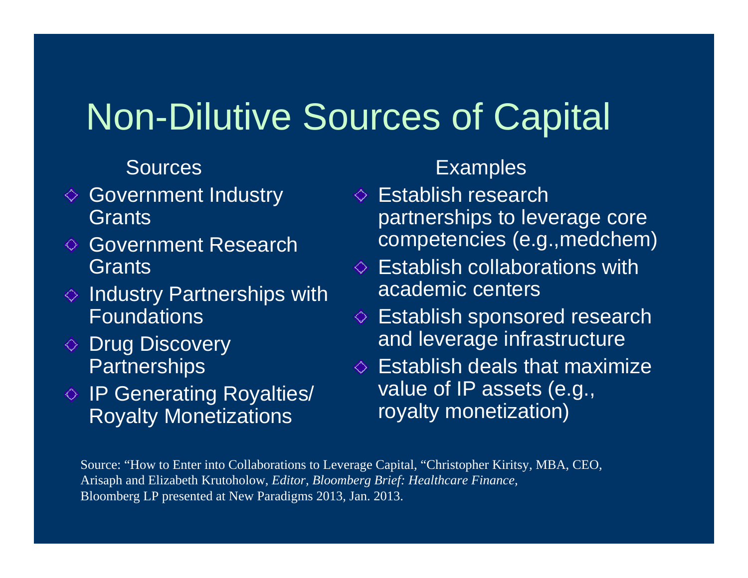# Non-Dilutive Sources of Capital

**Sources**

- Government Industry Grants
- Government Research Grants
- Industry Partnerships with Foundations
- Drug Discovery Partnerships
- IP Generating Royalties/ Royalty Monetizations

**Examples**

- Establish research partnerships to leverage core competencies (e.g.,medchem)
- Establish collaborations with academic centers
- Establish sponsored research and leverage infrastructure
- Establish deals that maximize value of IP assets (e.g., royalty monetization)

Source: "How to Enter into Collaborations to Leverage Capital, "Christopher Kiritsy, MBA, CEO, Arisaph and Elizabeth Krutoholow, *Editor, Bloomberg Brief: Healthcare Finance,* Bloomberg LP presented at New Paradigms 2013, Jan. 2013.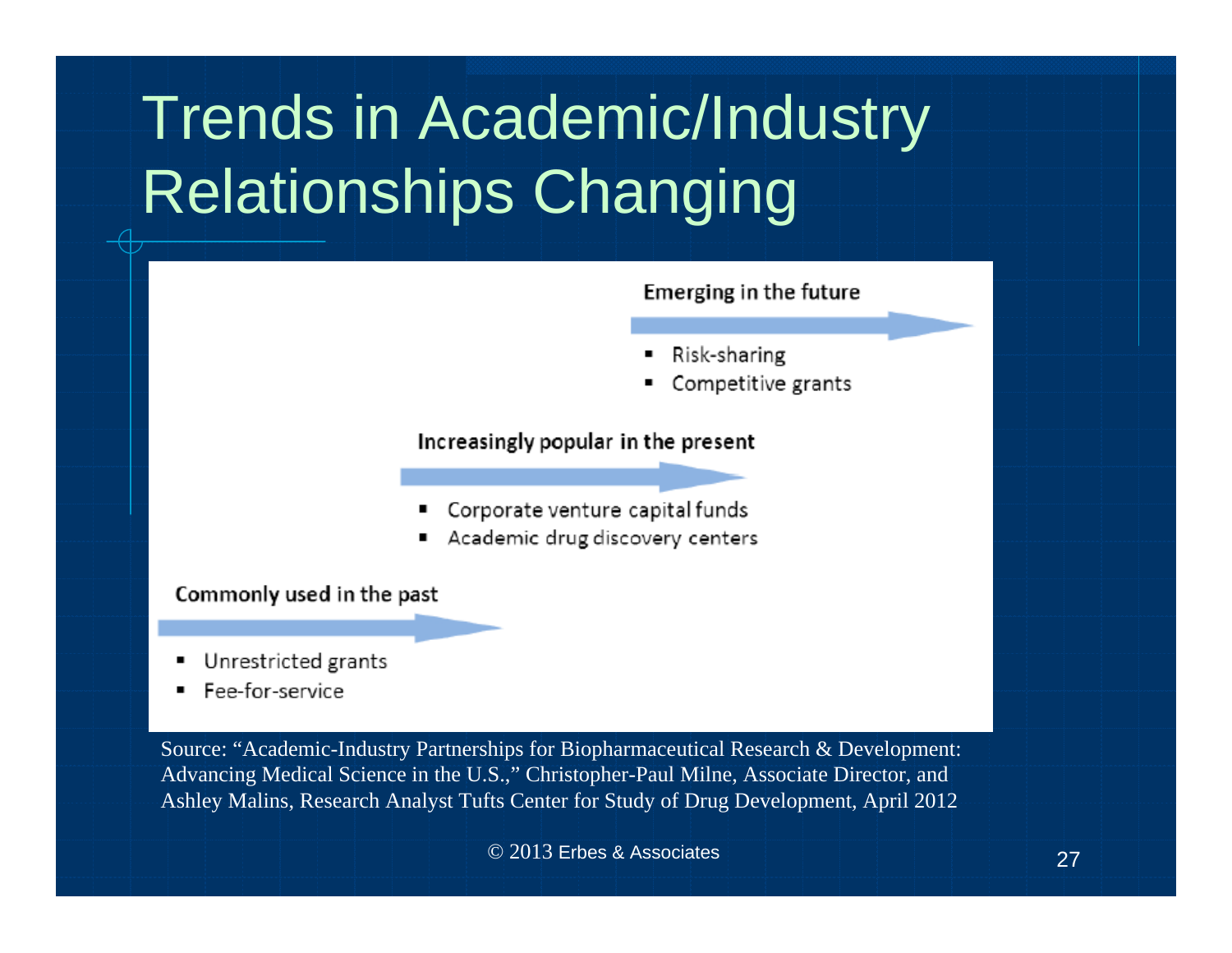# Trends in Academic/Industry Relationships Changing

**Emerging in the future**

- Risk-sharing
- Competitive grants

**Increasingly popular in the present**

- Corporate venture capital funds
- Academic drug discovery centers

**Commonly used in the past**

- Unrestricted grants
- Fee-for-service

Source: "Academic-Industry Partnerships for Biopharmaceutical Research & Development: Advancing Medical Science in the U.S.," Christopher-Paul Milne, Associate Director, and Ashley Malins, Research Analyst Tufts Center for Study of Drug Development, April 2012

© 2013 Erbes & Associates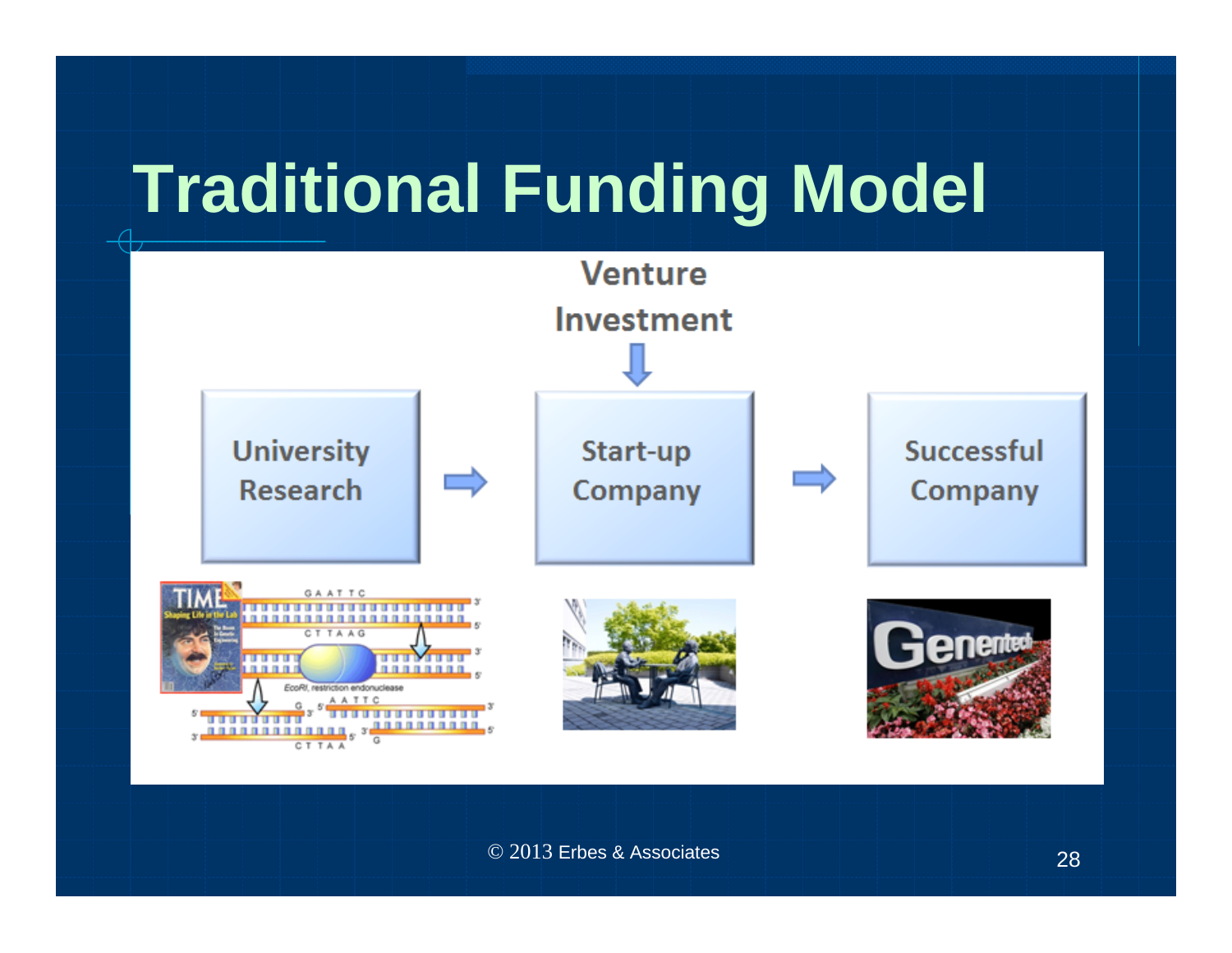# Traditional Funding Model

Venture Investment

University Research → Start-up Company → Successful Company

© 2013 Erbes & Associates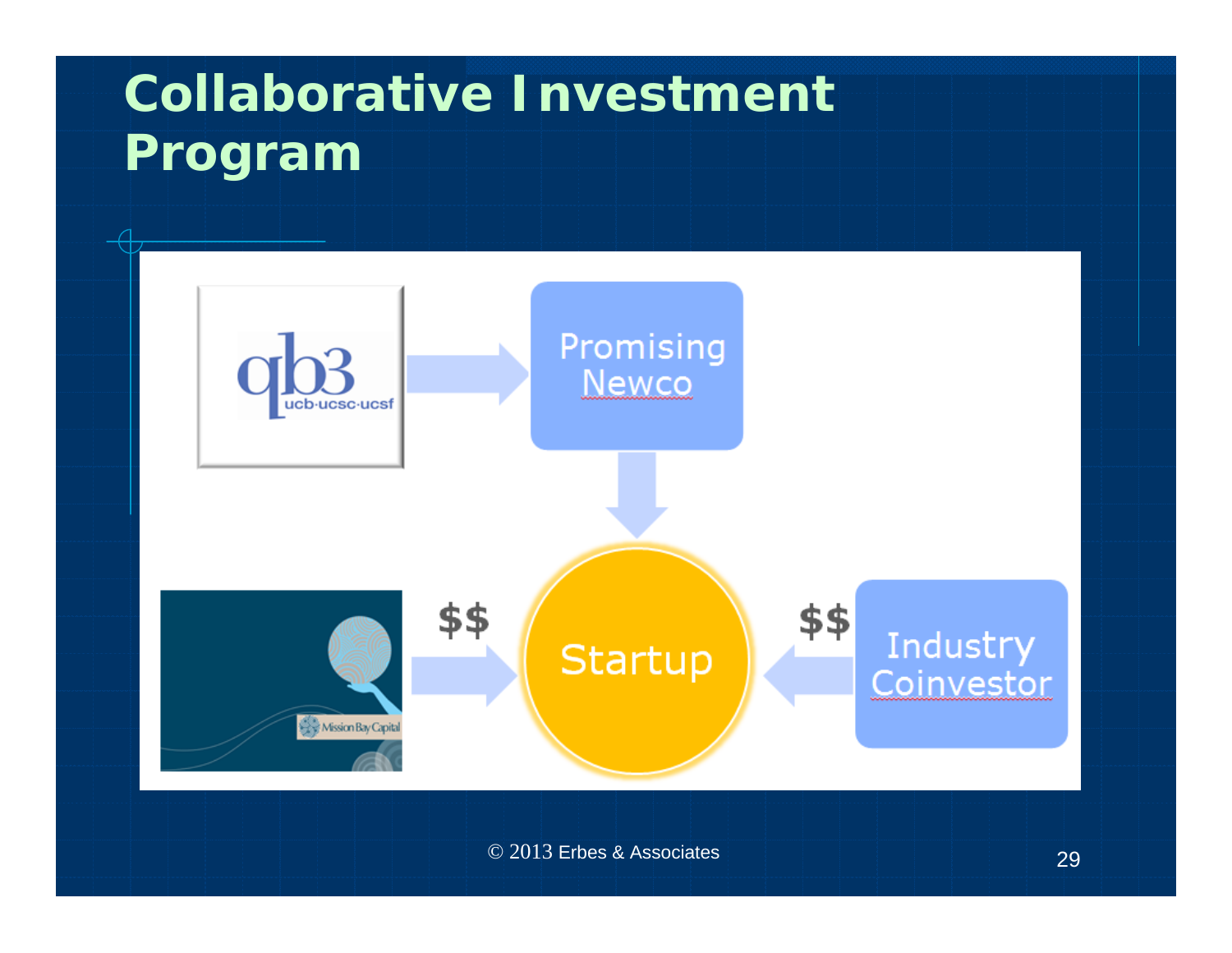# Collaborative Investment Program

qb3 ucb·ucsc·ucsf → Promising Newco → Startup

Mission Bay Capital → $$ → Startup

Industry Coinvestor → $$ → Startup

© 2013 Erbes & Associates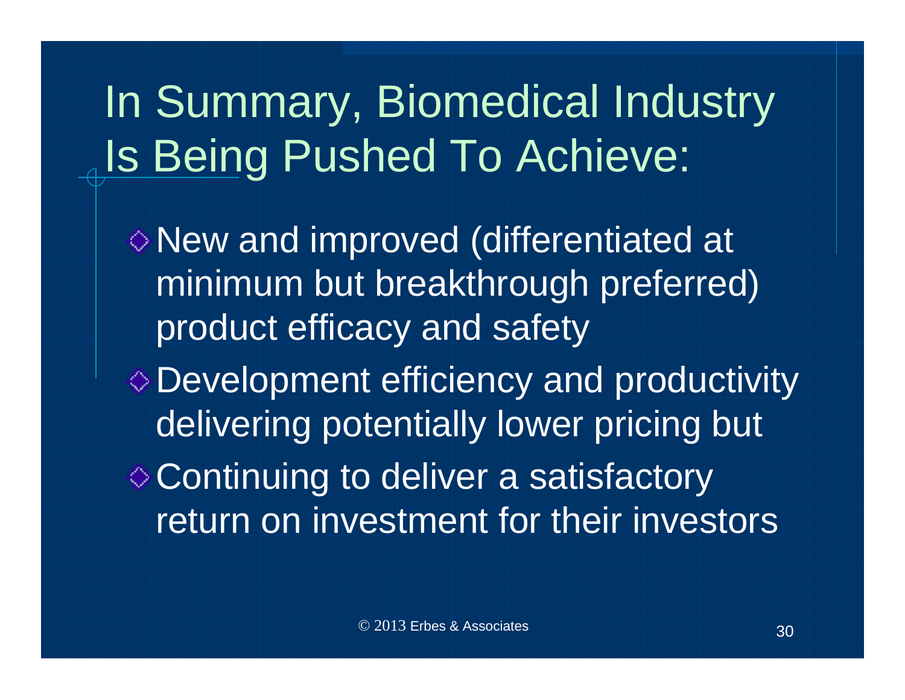# In Summary, Biomedical Industry Is Being Pushed To Achieve:

- New and improved (differentiated at minimum but breakthrough preferred) product efficacy and safety
- Development efficiency and productivity delivering potentially lower pricing but
- Continuing to deliver a satisfactory return on investment for their investors

© 2013 Erbes & Associates